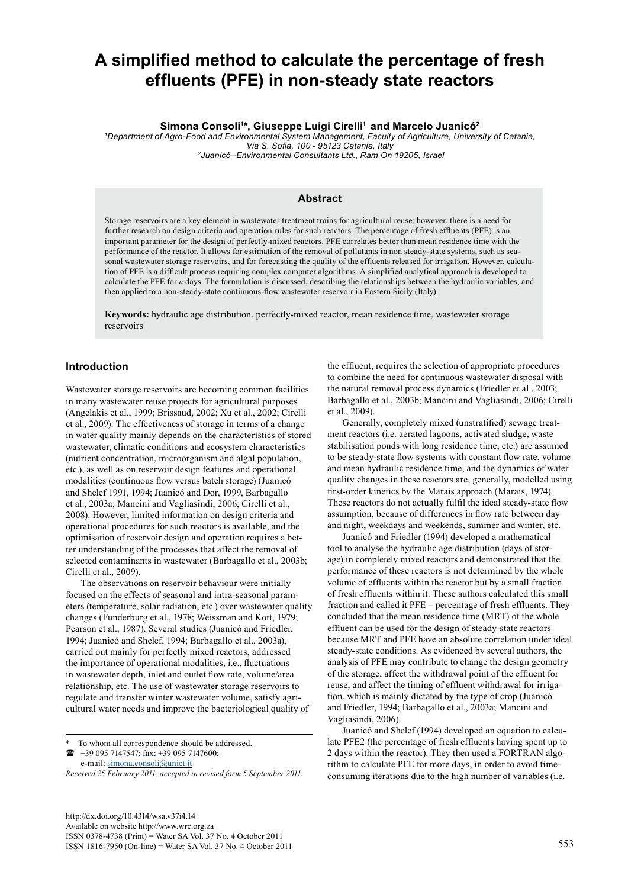# A simplified method to calculate the percentage of fresh effluents (PFE) in non-steady state reactors

**Simona Consoli[1]\*, Giuseppe Luigi Cirelli[1] and Marcelo Juanicó[2]**

[1]*Department of Agro-Food and Environmental System Management, Faculty of Agriculture, University of Catania, Via S. Sofia, 100 - 95123 Catania, Italy*

[2]*Juanicó–Environmental Consultants Ltd., Ram On 19205, Israel*

## Abstract

Storage reservoirs are a key element in wastewater treatment trains for agricultural reuse; however, there is a need for further research on design criteria and operation rules for such reactors. The percentage of fresh effluents (PFE) is an important parameter for the design of perfectly-mixed reactors. PFE correlates better than mean residence time with the performance of the reactor. It allows for estimation of the removal of pollutants in non steady-state systems, such as seasonal wastewater storage reservoirs, and for forecasting the quality of the effluents released for irrigation. However, calculation of PFE is a difficult process requiring complex computer algorithms. A simplified analytical approach is developed to calculate the PFE for *n* days. The formulation is discussed, describing the relationships between the hydraulic variables, and then applied to a non-steady-state continuous-flow wastewater reservoir in Eastern Sicily (Italy).

**Keywords:** hydraulic age distribution, perfectly-mixed reactor, mean residence time, wastewater storage reservoirs

## Introduction

Wastewater storage reservoirs are becoming common facilities in many wastewater reuse projects for agricultural purposes (Angelakis et al., 1999; Brissaud, 2002; Xu et al., 2002; Cirelli et al., 2009). The effectiveness of storage in terms of a change in water quality mainly depends on the characteristics of stored wastewater, climatic conditions and ecosystem characteristics (nutrient concentration, microorganism and algal population, etc.), as well as on reservoir design features and operational modalities (continuous flow versus batch storage) (Juanicó and Shelef 1991, 1994; Juanicó and Dor, 1999, Barbagallo et al., 2003a; Mancini and Vagliasindi, 2006; Cirelli et al., 2008). However, limited information on design criteria and operational procedures for such reactors is available, and the optimisation of reservoir design and operation requires a better understanding of the processes that affect the removal of selected contaminants in wastewater (Barbagallo et al., 2003b; Cirelli et al., 2009).

The observations on reservoir behaviour were initially focused on the effects of seasonal and intra-seasonal parameters (temperature, solar radiation, etc.) over wastewater quality changes (Funderburg et al., 1978; Weissman and Kott, 1979; Pearson et al., 1987). Several studies (Juanicó and Friedler, 1994; Juanicó and Shelef, 1994; Barbagallo et al., 2003a), carried out mainly for perfectly mixed reactors, addressed the importance of operational modalities, i.e., fluctuations in wastewater depth, inlet and outlet flow rate, volume/area relationship, etc. The use of wastewater storage reservoirs to regulate and transfer winter wastewater volume, satisfy agricultural water needs and improve the bacteriological quality of the effluent, requires the selection of appropriate procedures to combine the need for continuous wastewater disposal with the natural removal process dynamics (Friedler et al., 2003; Barbagallo et al., 2003b; Mancini and Vagliasindi, 2006; Cirelli et al., 2009).

Generally, completely mixed (unstratified) sewage treatment reactors (i.e. aerated lagoons, activated sludge, waste stabilisation ponds with long residence time, etc.) are assumed to be steady-state flow systems with constant flow rate, volume and mean hydraulic residence time, and the dynamics of water quality changes in these reactors are, generally, modelled using first-order kinetics by the Marais approach (Marais, 1974). These reactors do not actually fulfil the ideal steady-state flow assumption, because of differences in flow rate between day and night, weekdays and weekends, summer and winter, etc.

Juanicó and Friedler (1994) developed a mathematical tool to analyse the hydraulic age distribution (days of storage) in completely mixed reactors and demonstrated that the performance of these reactors is not determined by the whole volume of effluents within the reactor but by a small fraction of fresh effluents within it. These authors calculated this small fraction and called it PFE – percentage of fresh effluents. They concluded that the mean residence time (MRT) of the whole effluent can be used for the design of steady-state reactors because MRT and PFE have an absolute correlation under ideal steady-state conditions. As evidenced by several authors, the analysis of PFE may contribute to change the design geometry of the storage, affect the withdrawal point of the effluent for reuse, and affect the timing of effluent withdrawal for irrigation, which is mainly dictated by the type of crop (Juanicó and Friedler, 1994; Barbagallo et al., 2003a; Mancini and Vagliasindi, 2006).

Juanicó and Shelef (1994) developed an equation to calculate PFE2 (the percentage of fresh effluents having spent up to 2 days within the reactor). They then used a FORTRAN algorithm to calculate PFE for more days, in order to avoid time-consuming iterations due to the high number of variables (i.e.

---

\* To whom all correspondence should be addressed.
☎ +39 095 7147547; fax: +39 095 7147600;
e-mail: simona.consoli@unict.it

*Received 25 February 2011; accepted in revised form 5 September 2011.*

http://dx.doi.org/10.4314/wsa.v37i4.14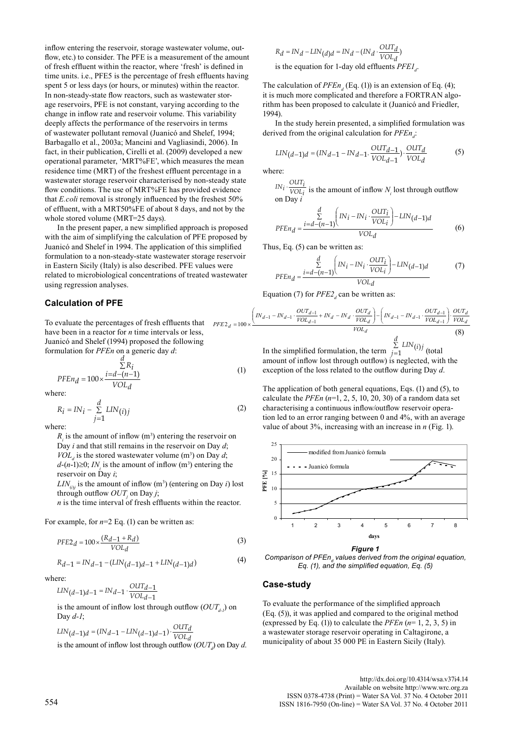inflow entering the reservoir, storage wastewater volume, outflow, etc.) to consider. The PFE is a measurement of the amount of fresh effluent within the reactor, where 'fresh' is defined in time units. i.e., PFE5 is the percentage of fresh effluents having spent 5 or less days (or hours, or minutes) within the reactor. In non-steady-state flow reactors, such as wastewater storage reservoirs, PFE is not constant, varying according to the change in inflow rate and reservoir volume. This variability deeply affects the performance of the reservoirs in terms of wastewater pollutant removal (Juanicó and Shelef, 1994; Barbagallo et al., 2003a; Mancini and Vagliasindi, 2006). In fact, in their publication, Cirelli et al. (2009) developed a new operational parameter, 'MRT%FE', which measures the mean residence time (MRT) of the freshest effluent percentage in a wastewater storage reservoir characterised by non-steady state flow conditions. The use of MRT%FE has provided evidence that *E.coli* removal is strongly influenced by the freshest 50% of effluent, with a MRT50%FE of about 8 days, and not by the whole stored volume (MRT=25 days).

In the present paper, a new simplified approach is proposed with the aim of simplifying the calculation of PFE proposed by Juanicó and Shelef in 1994. The application of this simplified formulation to a non-steady-state wastewater storage reservoir in Eastern Sicily (Italy) is also described. PFE values were related to microbiological concentrations of treated wastewater using regression analyses.

## Calculation of PFE

To evaluate the percentages of fresh effluents that have been in a reactor for *n* time intervals or less, Juanicó and Shelef (1994) proposed the following formulation for $PFEn$ on a generic day *d*:

$$PFEn_d = 100 \times \frac{\sum_{i=d-(n-1)}^{d} R_i}{VOL_d} \tag{1}$$

where:

$$R_i = IN_i - \sum_{j=1}^{d} LIN_{(i)j} \tag{2}$$

where:

$R_i$ is the amount of inflow (m³) entering the reservoir on Day *i* and that still remains in the reservoir on Day *d*;
$VOL_d$ is the stored wastewater volume (m³) on Day *d*;
$d$-$(n$-$1)\geq 0$; $IN_i$ is the amount of inflow (m³) entering the reservoir on Day *i*;
$LIN_{(i)j}$ is the amount of inflow (m³) (entering on Day *i*) lost through outflow $OUT_j$ on Day *j*;
*n* is the time interval of fresh effluents within the reactor.

For example, for *n*=2 Eq. (1) can be written as:

$$PFE2_d = 100 \times \frac{(R_{d-1} + R_d)}{VOL_d} \tag{3}$$

$$R_{d-1} = IN_{d-1} - (LIN_{(d-1)d-1} + LIN_{(d-1)d}) \tag{4}$$

where:

$LIN_{(d-1)d-1} = IN_{d-1} \cdot \frac{OUT_{d-1}}{VOL_{d-1}}$

is the amount of inflow lost through outflow ($OUT_{d-1}$) on Day *d-1*;

$LIN_{(d-1)d} = (IN_{d-1} - LIN_{(d-1)d-1}) \cdot \frac{OUT_d}{VOL_d}$

is the amount of inflow lost through outflow ($OUT_d$) on Day *d*.

$R_d = IN_d - LIN_{(d)d} = IN_d - (IN_d \cdot \frac{OUT_d}{VOL_d})$

is the equation for 1-day old effluents $PFE1_d$.

The calculation of $PFEn_d$ (Eq. (1)) is an extension of Eq. (4); it is much more complicated and therefore a FORTRAN algorithm has been proposed to calculate it (Juanicó and Friedler, 1994).

In the study herein presented, a simplified formulation was derived from the original calculation for $PFEn_d$:

$$LIN_{(d-1)d} = (IN_{d-1} - IN_{d-1} \cdot \frac{OUT_{d-1}}{VOL_{d-1}}) \cdot \frac{OUT_d}{VOL_d} \tag{5}$$

where:

$IN_i \cdot \frac{OUT_i}{VOL_i}$ is the amount of inflow $N_i$ lost through outflow on Day *i*

$$PFEn_d = \frac{\sum_{i=d-(n-1)}^{d} \left( IN_i - IN_i \cdot \frac{OUT_i}{VOL_i} \right) - LIN_{(d-1)d}}{VOL_d} \tag{6}$$

Thus, Eq. (5) can be written as:

$$PFEn_d = \frac{\sum_{i=d-(n-1)}^{d} \left( IN_i - IN_i \cdot \frac{OUT_i}{VOL_i} \right) - LIN_{(d-1)d}}{VOL_d} \tag{7}$$

Equation (7) for $PFE2_d$ can be written as:

$$PFE2_d = 100 \times \frac{\left( IN_{d-1} - IN_{d-1} \cdot \frac{OUT_{d-1}}{VOL_{d-1}} + IN_d - IN_d \cdot \frac{OUT_d}{VOL_d} \right) - \left( IN_{d-1} - IN_{d-1} \cdot \frac{OUT_{d-1}}{VOL_{d-1}} \right) \cdot \frac{OUT_d}{VOL_d}}{VOL_d} \tag{8}$$

In the simplified formulation, the term $\sum_{j=1}^{d} LIN_{(i)j}$ (total amount of inflow lost through outflow) is neglected, with the exception of the loss related to the outflow during Day *d*.

The application of both general equations, Eqs. (1) and (5), to calculate the $PFEn$ (*n*=1, 2, 5, 10, 20, 30) of a random data set characterising a continuous inflow/outflow reservoir operation led to an error ranging between 0 and 4%, with an average value of about 3%, increasing with an increase in *n* (Fig. 1).

***Figure 1***
*Comparison of $PFEn_d$ values derived from the original equation, Eq. (1), and the simplified equation, Eq. (5)*

## Case-study

To evaluate the performance of the simplified approach (Eq. (5)), it was applied and compared to the original method (expressed by Eq. (1)) to calculate the $PFEn$ (*n*= 1, 2, 3, 5) in a wastewater storage reservoir operating in Caltagirone, a municipality of about 35 000 PE in Eastern Sicily (Italy).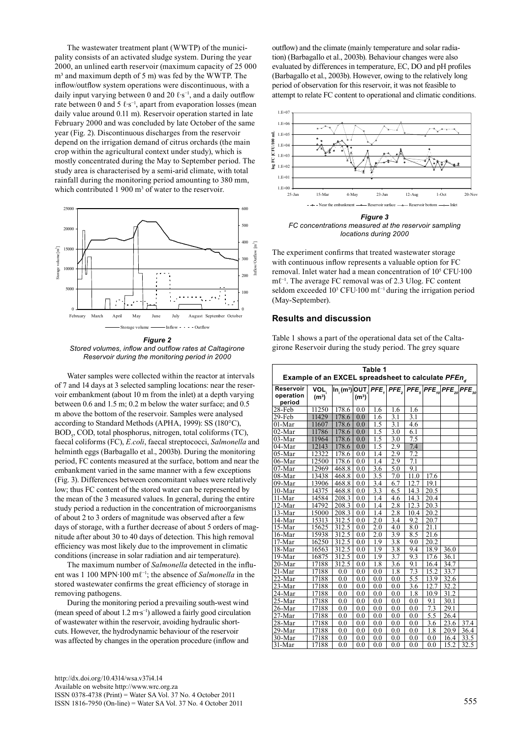The wastewater treatment plant (WWTP) of the municipality consists of an activated sludge system. During the year 2000, an unlined earth reservoir (maximum capacity of 25 000 m³ and maximum depth of 5 m) was fed by the WWTP. The inflow/outflow system operations were discontinuous, with a daily input varying between 0 and 20 ℓ·s⁻¹, and a daily outflow rate between 0 and 5 ℓ·s⁻¹, apart from evaporation losses (mean daily value around 0.11 m). Reservoir operation started in late February 2000 and was concluded by late October of the same year (Fig. 2). Discontinuous discharges from the reservoir depend on the irrigation demand of citrus orchards (the main crop within the agricultural context under study), which is mostly concentrated during the May to September period. The study area is characterised by a semi-arid climate, with total rainfall during the monitoring period amounting to 380 mm, which contributed 1 900 m³ of water to the reservoir.

***Figure 2***
*Stored volumes, inflow and outflow rates at Caltagirone Reservoir during the monitoring period in 2000*

Water samples were collected within the reactor at intervals of 7 and 14 days at 3 selected sampling locations: near the reservoir embankment (about 10 m from the inlet) at a depth varying between 0.6 and 1.5 m; 0.2 m below the water surface; and 0.5 m above the bottom of the reservoir. Samples were analysed according to Standard Methods (APHA, 1999): SS (180°C), $BOD_5$, COD, total phosphorus, nitrogen, total coliforms (TC), faecal coliforms (FC), *E.coli*, faecal streptococci, *Salmonella* and helminth eggs (Barbagallo et al., 2003b). During the monitoring period, FC contents measured at the surface, bottom and near the embankment varied in the same manner with a few exceptions (Fig. 3). Differences between concomitant values were relatively low; thus FC content of the stored water can be represented by the mean of the 3 measured values. In general, during the entire study period a reduction in the concentration of microorganisms of about 2 to 3 orders of magnitude was observed after a few days of storage, with a further decrease of about 5 orders of magnitude after about 30 to 40 days of detection. This high removal efficiency was most likely due to the improvement in climatic conditions (increase in solar radiation and air temperature).

The maximum number of *Salmonella* detected in the influent was 1 100 MPN·100 mℓ⁻¹; the absence of *Salmonella* in the stored wastewater confirms the great efficiency of storage in removing pathogens.

During the monitoring period a prevailing south-west wind (mean speed of about 1.2 m·s⁻¹) allowed a fairly good circulation of wastewater within the reservoir, avoiding hydraulic shortcuts. However, the hydrodynamic behaviour of the reservoir was affected by changes in the operation procedure (inflow and outflow) and the climate (mainly temperature and solar radiation) (Barbagallo et al., 2003b). Behaviour changes were also evaluated by differences in temperature, EC, DO and pH profiles (Barbagallo et al., 2003b). However, owing to the relatively long period of observation for this reservoir, it was not feasible to attempt to relate FC content to operational and climatic conditions.

***Figure 3***
*FC concentrations measured at the reservoir sampling locations during 2000*

The experiment confirms that treated wastewater storage with continuous inflow represents a valuable option for FC removal. Inlet water had a mean concentration of $10^5$ CFU·100 mℓ⁻¹. The average FC removal was of 2.3 Ulog. FC content seldom exceeded $10^3$ CFU·100 mℓ⁻¹ during the irrigation period (May-September).

## Results and discussion

Table 1 shows a part of the operational data set of the Caltagirone Reservoir during the study period. The grey square

**Table 1**
**Example of an EXCEL spreadsheet to calculate $PFEn_d$**

| Reservoir operation period | $VOL_i$ (m³) | $In_i$ (m³) | $OUT_i$ (m³) | $PFE_1$ | $PFE_2$ | $PFE_5$ | $PFE_{10}$ | $PFE_{20}$ | $PFE_{30}$ |
|---|---|---|---|---|---|---|---|---|---|
| 28-Feb | 11250 | 178.6 | 0.0 | 1.6 | 1.6 | 1.6 | | | |
| 29-Feb | 11429 | 178.6 | 0.0 | 1.6 | 3.1 | 3.1 | | | |
| 01-Mar | 11607 | 178.6 | 0.0 | 1.5 | 3.1 | 4.6 | | | |
| 02-Mar | 11786 | 178.6 | 0.0 | 1.5 | 3.0 | 6.1 | | | |
| 03-Mar | 11964 | 178.6 | 0.0 | 1.5 | 3.0 | 7.5 | | | |
| 04-Mar | 12143 | 178.6 | 0.0 | 1.5 | 2.9 | 7.4 | | | |
| 05-Mar | 12322 | 178.6 | 0.0 | 1.4 | 2.9 | 7.2 | | | |
| 06-Mar | 12500 | 178.6 | 0.0 | 1.4 | 2.9 | 7.1 | | | |
| 07-Mar | 12969 | 468.8 | 0.0 | 3.6 | 5.0 | 9.1 | | | |
| 08-Mar | 13438 | 468.8 | 0.0 | 3.5 | 7.0 | 11.0 | 17.6 | | |
| 09-Mar | 13906 | 468.8 | 0.0 | 3.4 | 6.7 | 12.7 | 19.1 | | |
| 10-Mar | 14375 | 468.8 | 0.0 | 3.3 | 6.5 | 14.3 | 20.5 | | |
| 11-Mar | 14584 | 208.3 | 0.0 | 1.4 | 4.6 | 14.3 | 20.4 | | |
| 12-Mar | 14792 | 208.3 | 0.0 | 1.4 | 2.8 | 12.3 | 20.3 | | |
| 13-Mar | 15000 | 208.3 | 0.0 | 1.4 | 2.8 | 10.4 | 20.2 | | |
| 14-Mar | 15313 | 312.5 | 0.0 | 2.0 | 3.4 | 9.2 | 20.7 | | |
| 15-Mar | 15625 | 312.5 | 0.0 | 2.0 | 4.0 | 8.0 | 21.1 | | |
| 16-Mar | 15938 | 312.5 | 0.0 | 2.0 | 3.9 | 8.5 | 21.6 | | |
| 17-Mar | 16250 | 312.5 | 0.0 | 1.9 | 3.8 | 9.0 | 20.2 | | |
| 18-Mar | 16563 | 312.5 | 0.0 | 1.9 | 3.8 | 9.4 | 18.9 | 36.0 | |
| 19-Mar | 16875 | 312.5 | 0.0 | 1.9 | 3.7 | 9.3 | 17.6 | 36.1 | |
| 20-Mar | 17188 | 312.5 | 0.0 | 1.8 | 3.6 | 9.1 | 16.4 | 34.7 | |
| 21-Mar | 17188 | 0.0 | 0.0 | 0.0 | 1.8 | 7.3 | 15.2 | 33.7 | |
| 22-Mar | 17188 | 0.0 | 0.0 | 0.0 | 0.0 | 5.5 | 13.9 | 32.6 | |
| 23-Mar | 17188 | 0.0 | 0.0 | 0.0 | 0.0 | 3.6 | 12.7 | 32.2 | |
| 24-Mar | 17188 | 0.0 | 0.0 | 0.0 | 0.0 | 1.8 | 10.9 | 31.2 | |
| 25-Mar | 17188 | 0.0 | 0.0 | 0.0 | 0.0 | 0.0 | 9.1 | 30.1 | |
| 26-Mar | 17188 | 0.0 | 0.0 | 0.0 | 0.0 | 0.0 | 7.3 | 29.1 | |
| 27-Mar | 17188 | 0.0 | 0.0 | 0.0 | 0.0 | 0.0 | 5.5 | 26.4 | |
| 28-Mar | 17188 | 0.0 | 0.0 | 0.0 | 0.0 | 0.0 | 3.6 | 23.6 | 37.4 |
| 29-Mar | 17188 | 0.0 | 0.0 | 0.0 | 0.0 | 0.0 | 1.8 | 20.9 | 36.4 |
| 30-Mar | 17188 | 0.0 | 0.0 | 0.0 | 0.0 | 0.0 | 0.0 | 16.4 | 33.5 |
| 31-Mar | 17188 | 0.0 | 0.0 | 0.0 | 0.0 | 0.0 | 0.0 | 15.2 | 32.5 |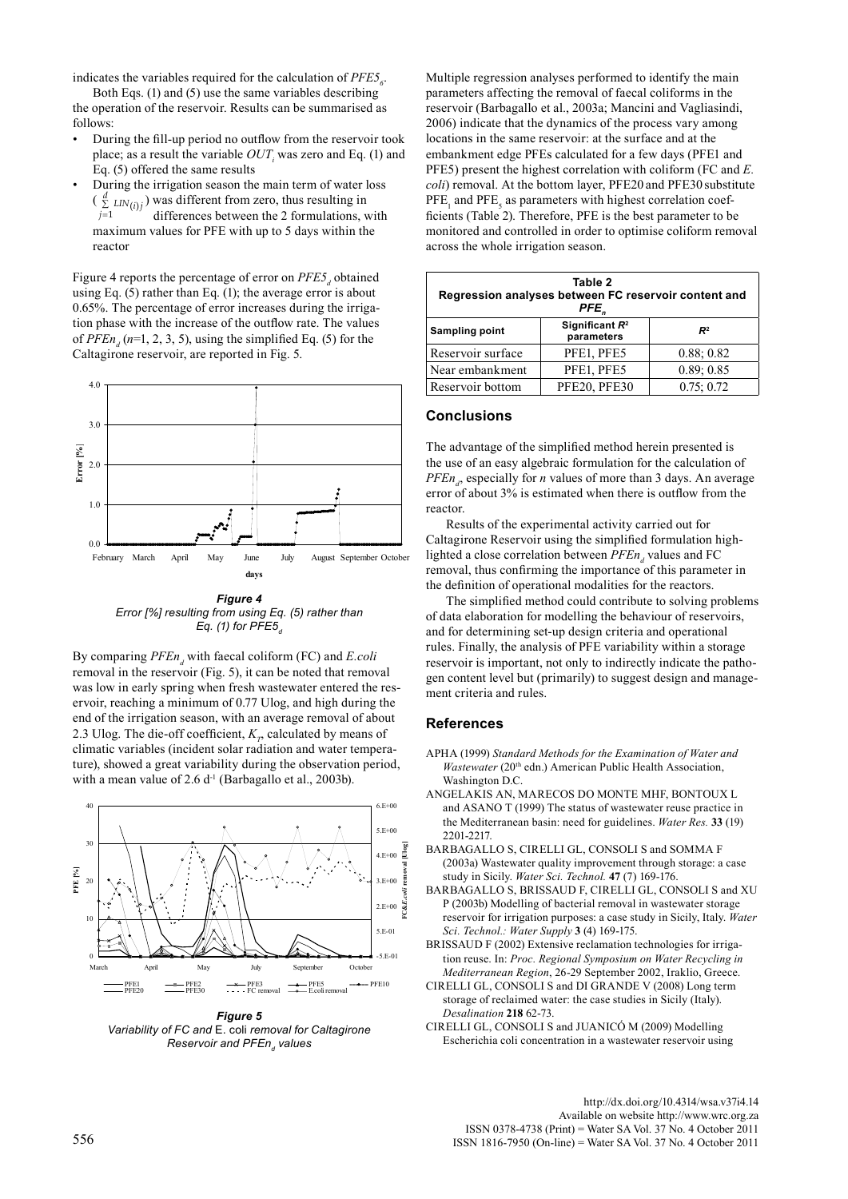indicates the variables required for the calculation of $PFE5_6$.

Both Eqs. (1) and (5) use the same variables describing the operation of the reservoir. Results can be summarised as follows:

- During the fill-up period no outflow from the reservoir took place; as a result the variable $OUT_i$ was zero and Eq. (1) and Eq. (5) offered the same results
- During the irrigation season the main term of water loss ($\sum_{j=1}^{d} LIN_{(i)j}$) was different from zero, thus resulting in differences between the 2 formulations, with maximum values for PFE with up to 5 days within the reactor

Figure 4 reports the percentage of error on $PFE5_d$ obtained using Eq. (5) rather than Eq. (1); the average error is about 0.65%. The percentage of error increases during the irrigation phase with the increase of the outflow rate. The values of $PFEn_d$ ($n$=1, 2, 3, 5), using the simplified Eq. (5) for the Caltagirone reservoir, are reported in Fig. 5.

***Figure 4***
*Error [%] resulting from using Eq. (5) rather than Eq. (1) for $PFE5_d$*

By comparing $PFEn_d$ with faecal coliform (FC) and *E.coli* removal in the reservoir (Fig. 5), it can be noted that removal was low in early spring when fresh wastewater entered the reservoir, reaching a minimum of 0.77 Ulog, and high during the end of the irrigation season, with an average removal of about 2.3 Ulog. The die-off coefficient, $K_T$, calculated by means of climatic variables (incident solar radiation and water temperature), showed a great variability during the observation period, with a mean value of 2.6 $d^{-1}$ (Barbagallo et al., 2003b).

***Figure 5***
*Variability of FC and* E. coli *removal for Caltagirone Reservoir and $PFEn_d$ values*

Multiple regression analyses performed to identify the main parameters affecting the removal of faecal coliforms in the reservoir (Barbagallo et al., 2003a; Mancini and Vagliasindi, 2006) indicate that the dynamics of the process vary among locations in the same reservoir: at the surface and at the embankment edge PFEs calculated for a few days (PFE1 and PFE5) present the highest correlation with coliform (FC and *E. coli*) removal. At the bottom layer, PFE20 and PFE30 substitute $PFE_1$ and $PFE_5$ as parameters with highest correlation coefficients (Table 2). Therefore, PFE is the best parameter to be monitored and controlled in order to optimise coliform removal across the whole irrigation season.

**Table 2**
**Regression analyses between FC reservoir content and $PFE_n$**

| Sampling point | Significant $R^2$ parameters | $R^2$ |
|---|---|---|
| Reservoir surface | PFE1, PFE5 | 0.88; 0.82 |
| Near embankment | PFE1, PFE5 | 0.89; 0.85 |
| Reservoir bottom | PFE20, PFE30 | 0.75; 0.72 |

## Conclusions

The advantage of the simplified method herein presented is the use of an easy algebraic formulation for the calculation of $PFEn_d$, especially for $n$ values of more than 3 days. An average error of about 3% is estimated when there is outflow from the reactor.

Results of the experimental activity carried out for Caltagirone Reservoir using the simplified formulation highlighted a close correlation between $PFEn_d$ values and FC removal, thus confirming the importance of this parameter in the definition of operational modalities for the reactors.

The simplified method could contribute to solving problems of data elaboration for modelling the behaviour of reservoirs, and for determining set-up design criteria and operational rules. Finally, the analysis of PFE variability within a storage reservoir is important, not only to indirectly indicate the pathogen content level but (primarily) to suggest design and management criteria and rules.

## References

APHA (1999) *Standard Methods for the Examination of Water and Wastewater* (20th edn.) American Public Health Association, Washington D.C.

ANGELAKIS AN, MARECOS DO MONTE MHF, BONTOUX L and ASANO T (1999) The status of wastewater reuse practice in the Mediterranean basin: need for guidelines. *Water Res.* **33** (19) 2201-2217.

BARBAGALLO S, CIRELLI GL, CONSOLI S and SOMMA F (2003a) Wastewater quality improvement through storage: a case study in Sicily. *Water Sci. Technol.* **47** (7) 169-176.

BARBAGALLO S, BRISSAUD F, CIRELLI GL, CONSOLI S and XU P (2003b) Modelling of bacterial removal in wastewater storage reservoir for irrigation purposes: a case study in Sicily, Italy. *Water Sci. Technol.: Water Supply* **3** (4) 169-175.

BRISSAUD F (2002) Extensive reclamation technologies for irrigation reuse. In: *Proc. Regional Symposium on Water Recycling in Mediterranean Region*, 26-29 September 2002, Iraklio, Greece.

CIRELLI GL, CONSOLI S and DI GRANDE V (2008) Long term storage of reclaimed water: the case studies in Sicily (Italy). *Desalination* **218** 62-73.

CIRELLI GL, CONSOLI S and JUANICÓ M (2009) Modelling Escherichia coli concentration in a wastewater reservoir using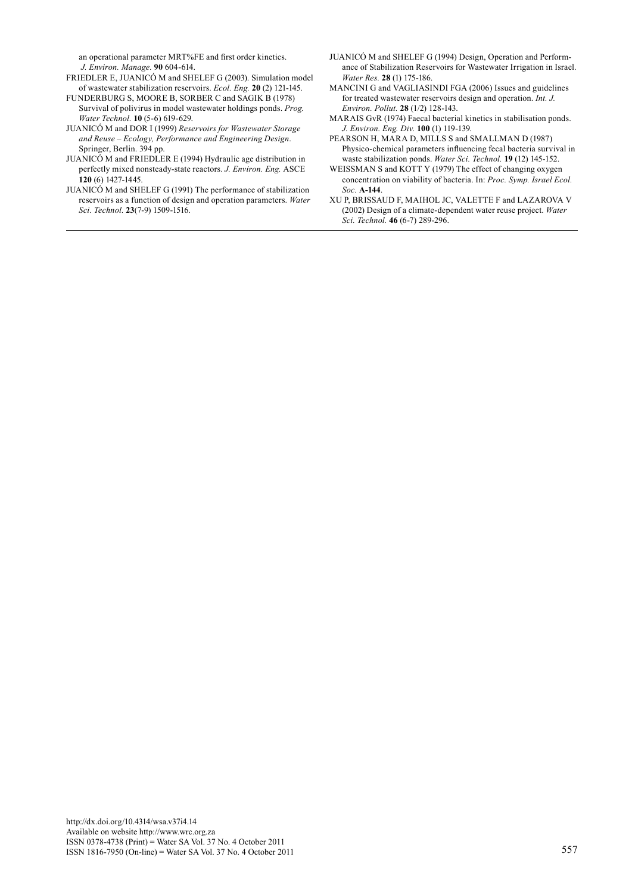an operational parameter MRT%FE and first order kinetics. *J. Environ. Manage.* **90** 604-614.

FRIEDLER E, JUANICÓ M and SHELEF G (2003). Simulation model of wastewater stabilization reservoirs. *Ecol. Eng.* **20** (2) 121-145.

FUNDERBURG S, MOORE B, SORBER C and SAGIK B (1978) Survival of polivirus in model wastewater holdings ponds. *Prog. Water Technol.* **10** (5-6) 619-629.

JUANICÓ M and DOR I (1999) *Reservoirs for Wastewater Storage and Reuse – Ecology, Performance and Engineering Design*. Springer, Berlin. 394 pp.

JUANICÓ M and FRIEDLER E (1994) Hydraulic age distribution in perfectly mixed nonsteady-state reactors. *J. Environ. Eng.* ASCE **120** (6) 1427-1445.

JUANICÓ M and SHELEF G (1991) The performance of stabilization reservoirs as a function of design and operation parameters. *Water Sci. Technol.* **23**(7-9) 1509-1516.

JUANICÓ M and SHELEF G (1994) Design, Operation and Performance of Stabilization Reservoirs for Wastewater Irrigation in Israel. *Water Res.* **28** (1) 175-186.

MANCINI G and VAGLIASINDI FGA (2006) Issues and guidelines for treated wastewater reservoirs design and operation. *Int. J. Environ. Pollut.* **28** (1/2) 128-143.

MARAIS GvR (1974) Faecal bacterial kinetics in stabilisation ponds. *J. Environ. Eng. Div.* **100** (1) 119-139.

PEARSON H, MARA D, MILLS S and SMALLMAN D (1987) Physico-chemical parameters influencing fecal bacteria survival in waste stabilization ponds. *Water Sci. Technol.* **19** (12) 145-152.

WEISSMAN S and KOTT Y (1979) The effect of changing oxygen concentration on viability of bacteria. In: *Proc. Symp. Israel Ecol. Soc.* **A-144**.

XU P, BRISSAUD F, MAIHOL JC, VALETTE F and LAZAROVA V (2002) Design of a climate-dependent water reuse project. *Water Sci. Technol.* **46** (6-7) 289-296.